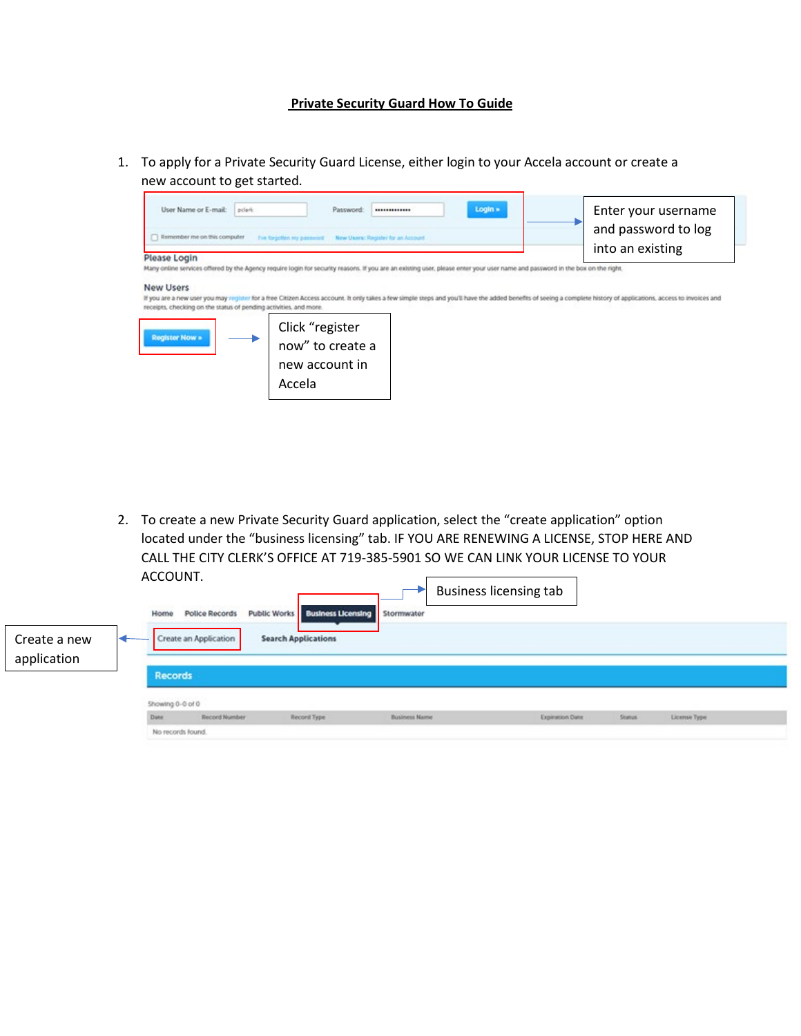# Private Security Guard How To Guide

1. To apply for a Private Security Guard License, either login to your Accela account or create a new account to get started.

Enter your username and password to log into an existing

Click "register now" to create a new account in Accela

2. To create a new Private Security Guard application, select the "create application" option located under the "business licensing" tab. IF YOU ARE RENEWING A LICENSE, STOP HERE AND CALL THE CITY CLERK'S OFFICE AT 719-385-5901 SO WE CAN LINK YOUR LICENSE TO YOUR ACCOUNT.

Business licensing tab

Create a new application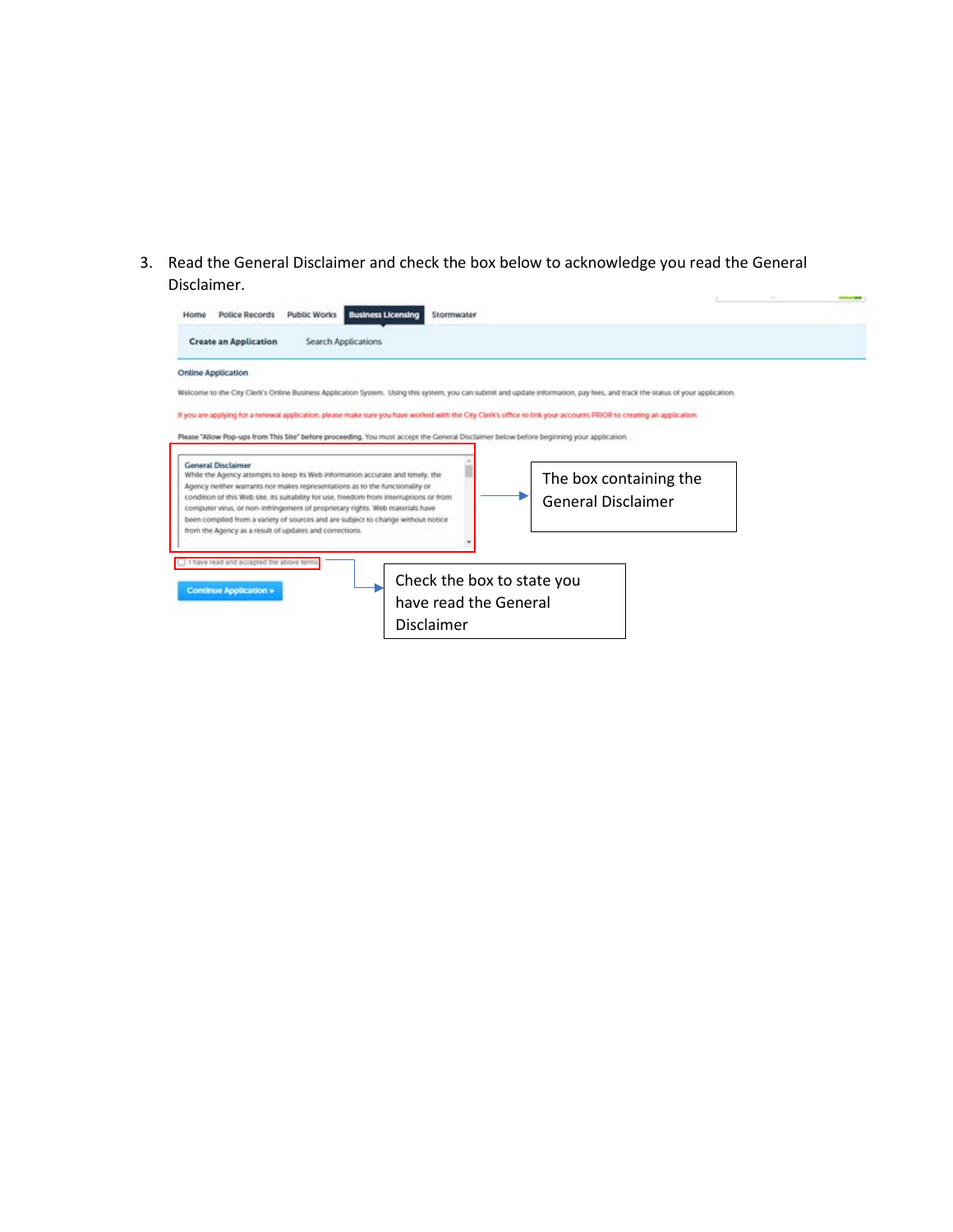3. Read the General Disclaimer and check the box below to acknowledge you read the General Disclaimer.

Home | Police Records | Public Works | Business Licensing | Stormwater

Create an Application | Search Applications

Online Application

Welcome to the City Clerk's Online Business Application System. Using this system, you can submit and update information, pay fees, and track the status of your application.

If you are applying for a renewal application, please make sure you have worked with the City Clerk's office to link your accounts PRIOR to creating an application.

Please "Allow Pop-ups from This Site" before proceeding. You must accept the General Disclaimer below before beginning your application.

**General Disclaimer**
While the Agency attempts to keep its Web information accurate and timely, the Agency neither warrants nor makes representations as to the functionality or condition of this Web site, its suitability for use, freedom from interruptions or from computer virus, or non-infringement of proprietary rights. Web materials have been compiled from a variety of sources and are subject to change without notice from the Agency as a result of updates and corrections.

☐ I have read and accepted the above terms

Continue Application »

The box containing the General Disclaimer

Check the box to state you have read the General Disclaimer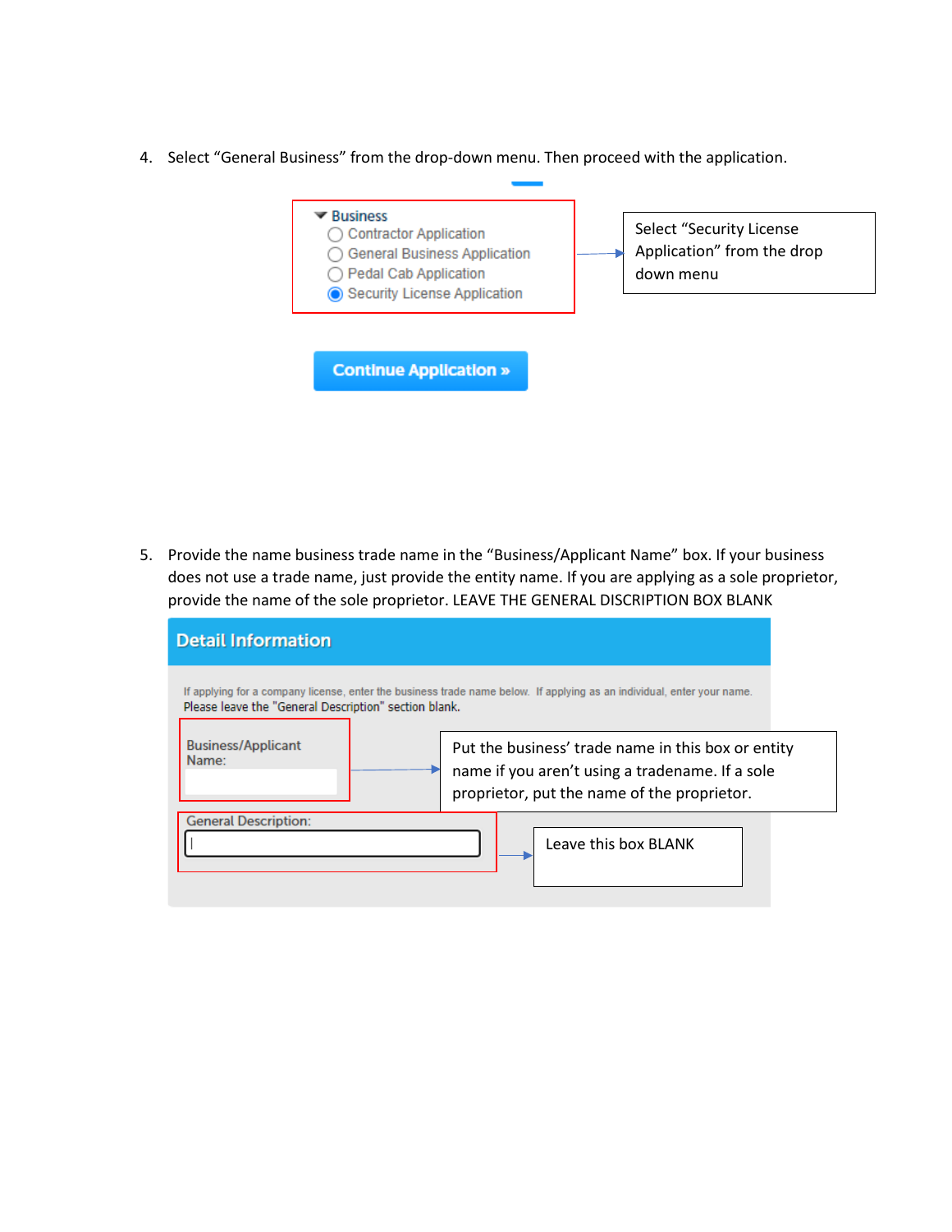4. Select "General Business" from the drop-down menu. Then proceed with the application.

▼ Business
- ◯ Contractor Application
- ◯ General Business Application
- ◯ Pedal Cab Application
- ◉ Security License Application

Select "Security License Application" from the drop down menu

**Continue Application »**

5. Provide the name business trade name in the "Business/Applicant Name" box. If your business does not use a trade name, just provide the entity name. If you are applying as a sole proprietor, provide the name of the sole proprietor. LEAVE THE GENERAL DISCRIPTION BOX BLANK

**Detail Information**

If applying for a company license, enter the business trade name below. If applying as an individual, enter your name. Please leave the "General Description" section blank.

Business/Applicant Name:

Put the business' trade name in this box or entity name if you aren't using a tradename. If a sole proprietor, put the name of the proprietor.

General Description:

Leave this box BLANK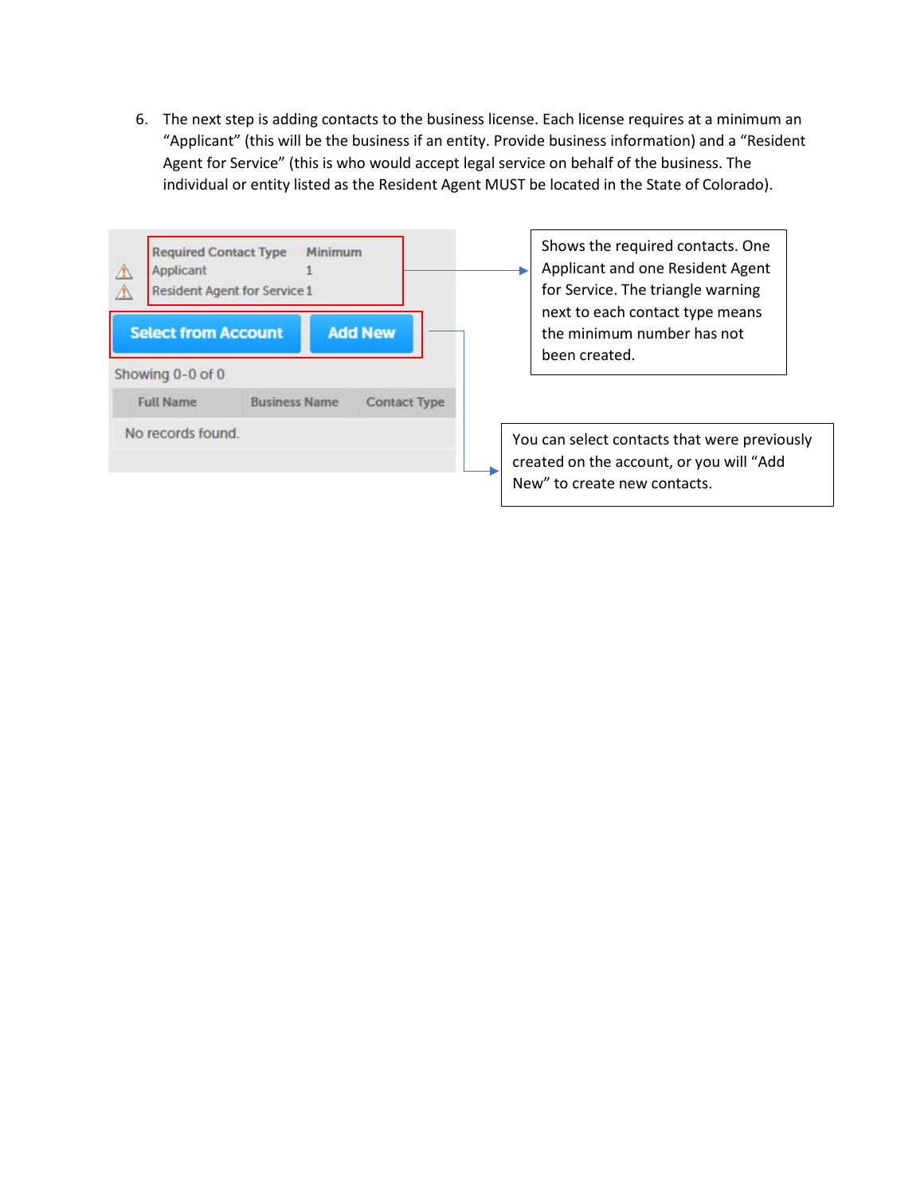6. The next step is adding contacts to the business license. Each license requires at a minimum an "Applicant" (this will be the business if an entity. Provide business information) and a "Resident Agent for Service" (this is who would accept legal service on behalf of the business. The individual or entity listed as the Resident Agent MUST be located in the State of Colorado).

| Required Contact Type | Minimum |
|---|---|
| Applicant | 1 |
| Resident Agent for Service | 1 |

Select from Account | Add New

Showing 0-0 of 0

| Full Name | Business Name | Contact Type |
|---|---|---|
| No records found. | | |

Shows the required contacts. One Applicant and one Resident Agent for Service. The triangle warning next to each contact type means the minimum number has not been created.

You can select contacts that were previously created on the account, or you will "Add New" to create new contacts.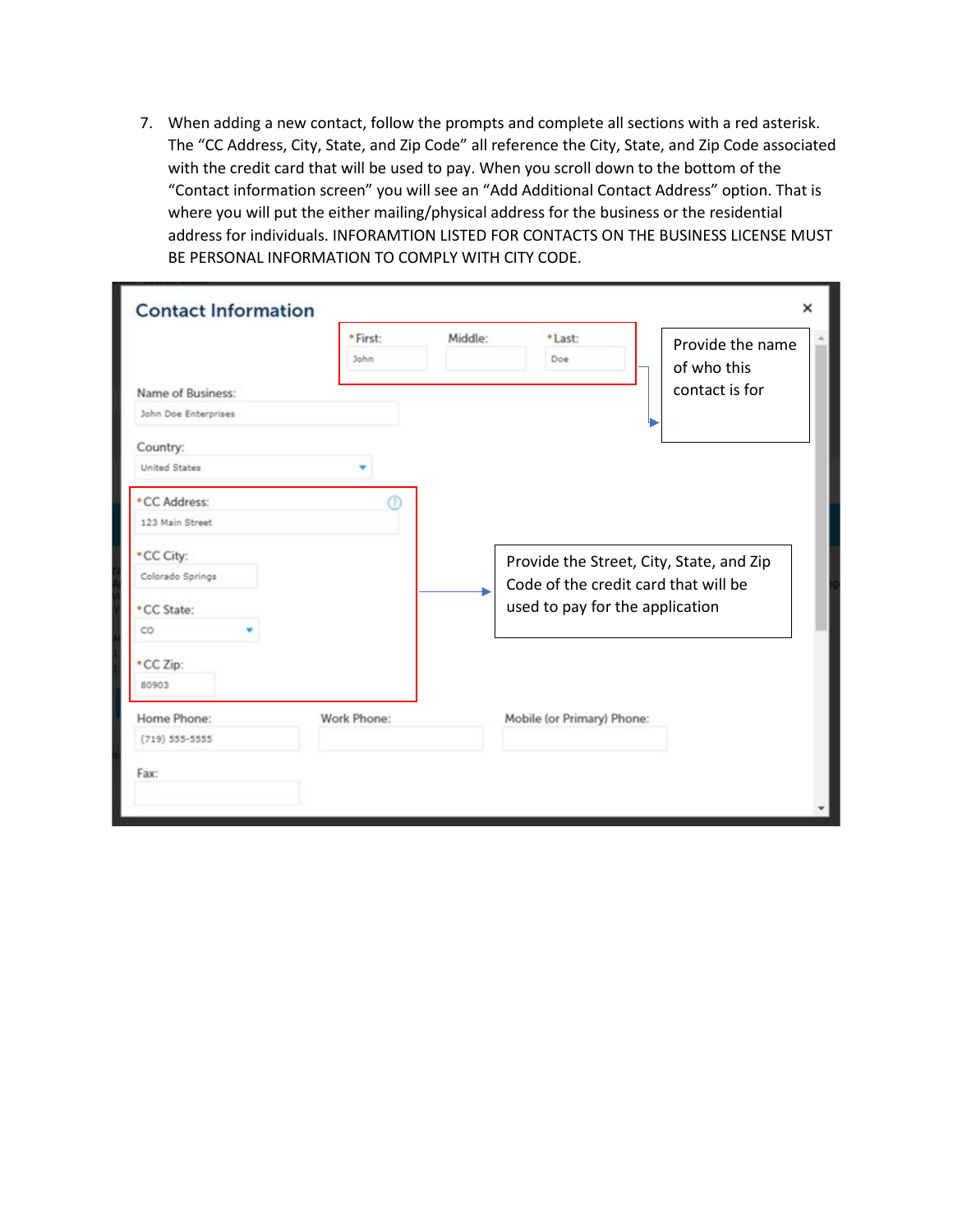7. When adding a new contact, follow the prompts and complete all sections with a red asterisk. The "CC Address, City, State, and Zip Code" all reference the City, State, and Zip Code associated with the credit card that will be used to pay. When you scroll down to the bottom of the "Contact information screen" you will see an "Add Additional Contact Address" option. That is where you will put the either mailing/physical address for the business or the residential address for individuals. INFORAMTION LISTED FOR CONTACTS ON THE BUSINESS LICENSE MUST BE PERSONAL INFORMATION TO COMPLY WITH CITY CODE.

**Contact Information**

*First: John | Middle: | *Last: Doe

Provide the name of who this contact is for

Name of Business: John Doe Enterprises

Country: United States

*CC Address: 123 Main Street

*CC City: Colorado Springs

*CC State: CO

*CC Zip: 80903

Provide the Street, City, State, and Zip Code of the credit card that will be used to pay for the application

Home Phone: (719) 555-5555 | Work Phone: | Mobile (or Primary) Phone:

Fax: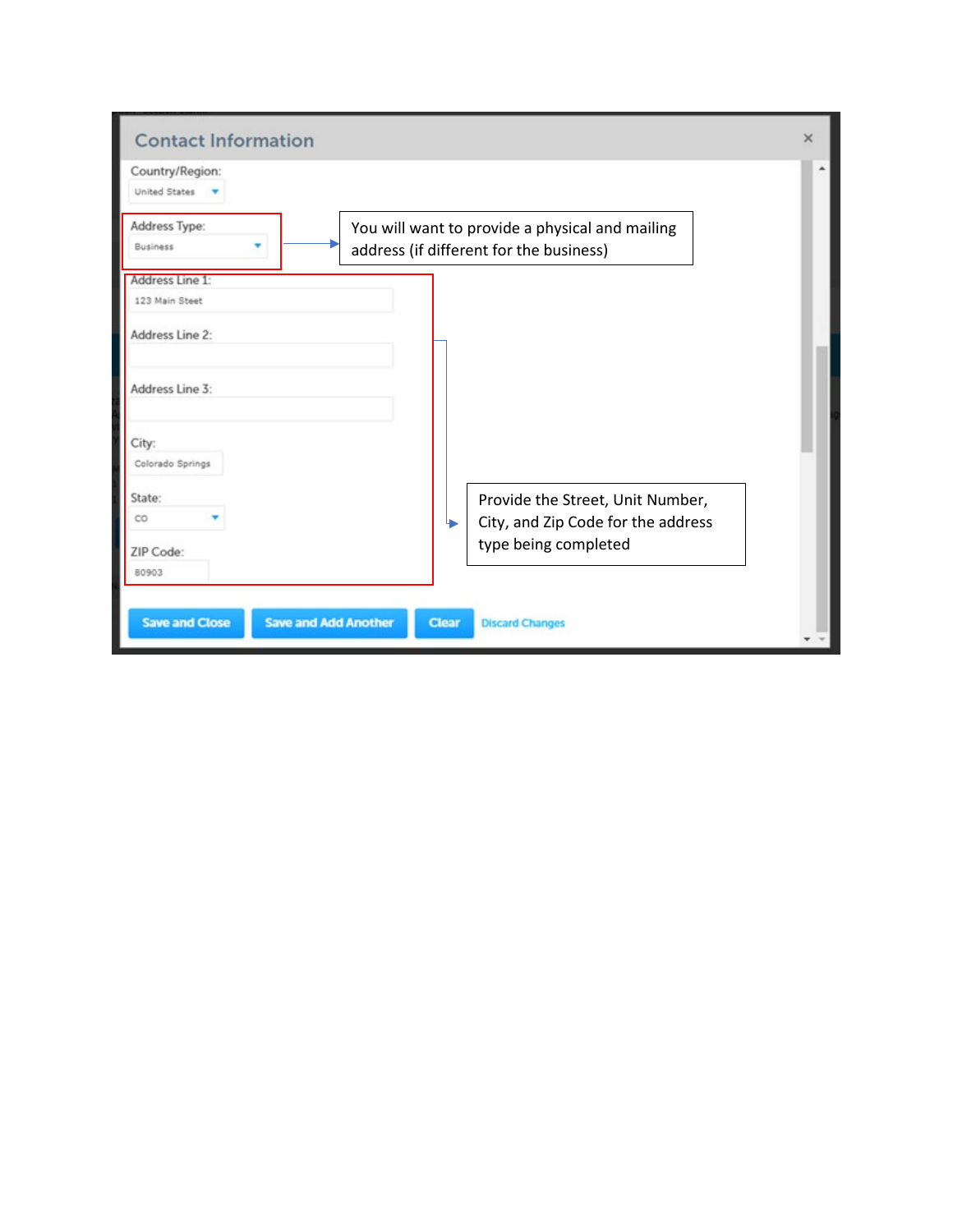## Contact Information

Country/Region: United States

Address Type: Business

You will want to provide a physical and mailing address (if different for the business)

Address Line 1: 123 Main Steet

Address Line 2:

Address Line 3:

City: Colorado Springs

State: CO

ZIP Code: 80903

Provide the Street, Unit Number, City, and Zip Code for the address type being completed

Save and Close | Save and Add Another | Clear | Discard Changes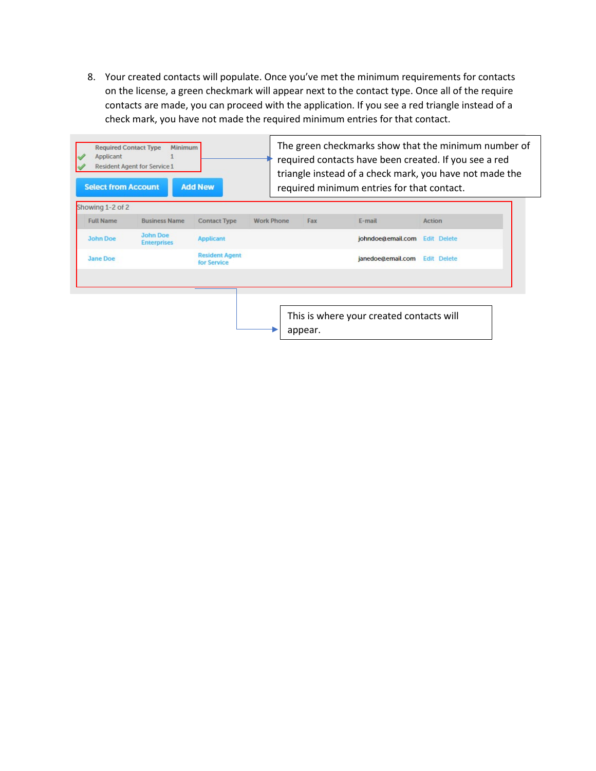8. Your created contacts will populate. Once you've met the minimum requirements for contacts on the license, a green checkmark will appear next to the contact type. Once all of the require contacts are made, you can proceed with the application. If you see a red triangle instead of a check mark, you have not made the required minimum entries for that contact.

| Required Contact Type | Minimum |
|---|---|
| Applicant | 1 |
| Resident Agent for Service | 1 |

Select from Account | Add New

The green checkmarks show that the minimum number of required contacts have been created. If you see a red triangle instead of a check mark, you have not made the required minimum entries for that contact.

Showing 1-2 of 2

| Full Name | Business Name | Contact Type | Work Phone | Fax | E-mail | Action |
|---|---|---|---|---|---|---|
| John Doe | John Doe Enterprises | Applicant | | | johndoe@email.com | Edit Delete |
| Jane Doe | | Resident Agent for Service | | | janedoe@email.com | Edit Delete |

This is where your created contacts will appear.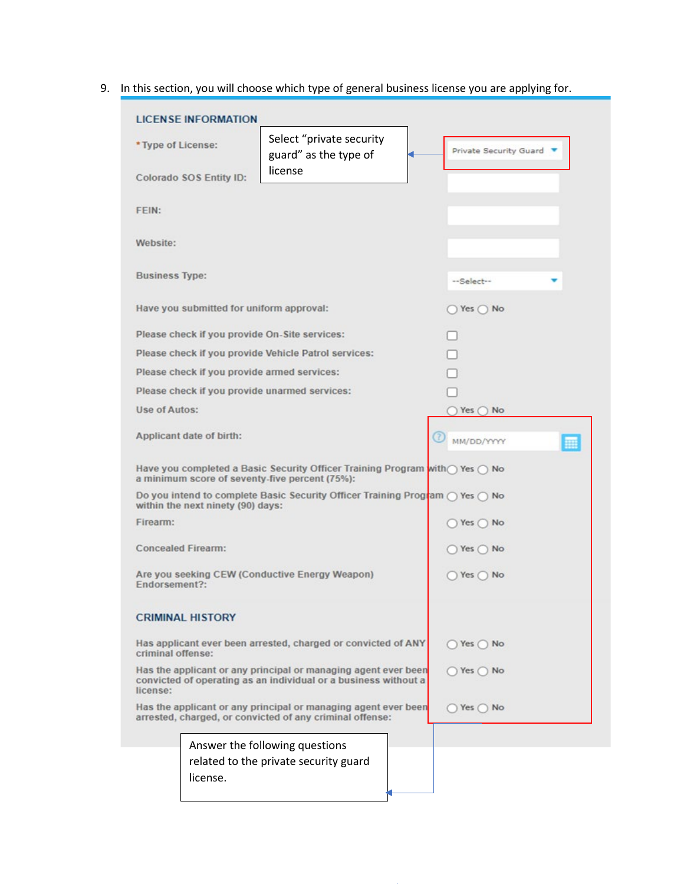9. In this section, you will choose which type of general business license you are applying for.

**LICENSE INFORMATION**

| Field | Input |
| --- | --- |
| *Type of License: | Private Security Guard |
| Colorado SOS Entity ID: | |
| FEIN: | |
| Website: | |
| Business Type: | --Select-- |
| Have you submitted for uniform approval: | Yes / No |
| Please check if you provide On-Site services: | ☐ |
| Please check if you provide Vehicle Patrol services: | ☐ |
| Please check if you provide armed services: | ☐ |
| Please check if you provide unarmed services: | ☐ |
| Use of Autos: | Yes / No |
| Applicant date of birth: | MM/DD/YYYY |
| Have you completed a Basic Security Officer Training Program with a minimum score of seventy-five percent (75%): | Yes / No |
| Do you intend to complete Basic Security Officer Training Program within the next ninety (90) days: | Yes / No |
| Firearm: | Yes / No |
| Concealed Firearm: | Yes / No |
| Are you seeking CEW (Conductive Energy Weapon) Endorsement?: | Yes / No |

Select "private security guard" as the type of license

**CRIMINAL HISTORY**

| Field | Input |
| --- | --- |
| Has applicant ever been arrested, charged or convicted of ANY criminal offense: | Yes / No |
| Has the applicant or any principal or managing agent ever been convicted of operating as an individual or a business without a license: | Yes / No |
| Has the applicant or any principal or managing agent ever been arrested, charged, or convicted of any criminal offense: | Yes / No |

Answer the following questions related to the private security guard license.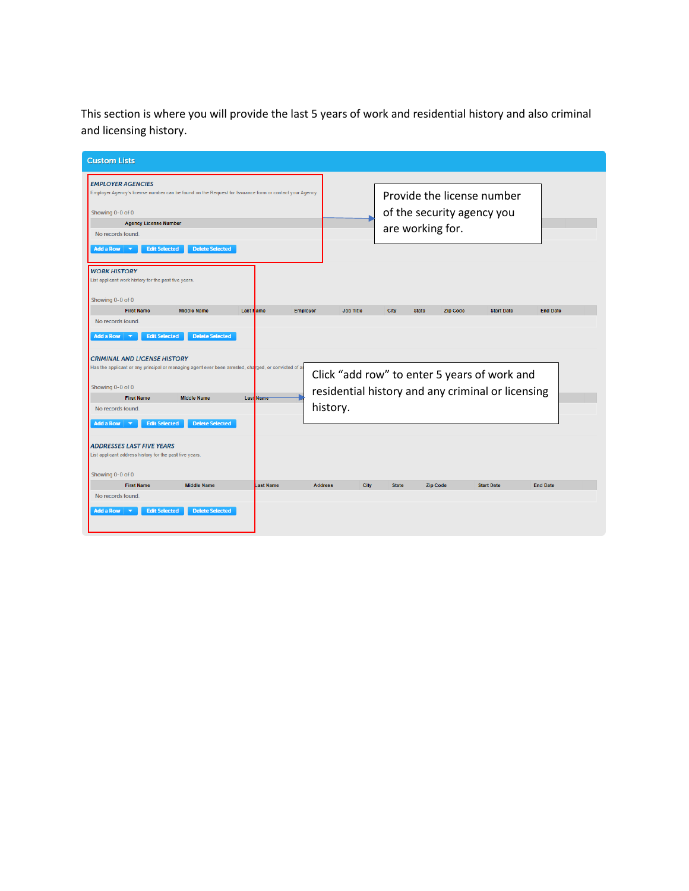This section is where you will provide the last 5 years of work and residential history and also criminal and licensing history.

**Custom Lists**

*EMPLOYER AGENCIES*

Employer Agency's license number can be found on the Request for Issuance form or contact your Agency.

Showing 0-0 of 0

| Agency License Number |
|---|
| No records found. |

Add a Row | Edit Selected | Delete Selected

> Provide the license number of the security agency you are working for.

*WORK HISTORY*

List applicant work history for the past five years.

Showing 0-0 of 0

| First Name | Middle Name | Last Name | Employer | Job Title | City | State | Zip Code | Start Date | End Date |
|---|---|---|---|---|---|---|---|---|---|
| No records found. | | | | | | | | | |

Add a Row | Edit Selected | Delete Selected

*CRIMINAL AND LICENSE HISTORY*

Has the applicant or any principal or managing agent ever been arrested, charged, or convicted of a

Showing 0-0 of 0

| First Name | Middle Name | Last Name |
|---|---|---|
| No records found. | | |

Add a Row | Edit Selected | Delete Selected

> Click "add row" to enter 5 years of work and residential history and any criminal or licensing history.

*ADDRESSES LAST FIVE YEARS*

List applicant address history for the past five years.

Showing 0-0 of 0

| First Name | Middle Name | Last Name | Address | City | State | Zip Code | Start Date | End Date |
|---|---|---|---|---|---|---|---|---|
| No records found. | | | | | | | | |

Add a Row | Edit Selected | Delete Selected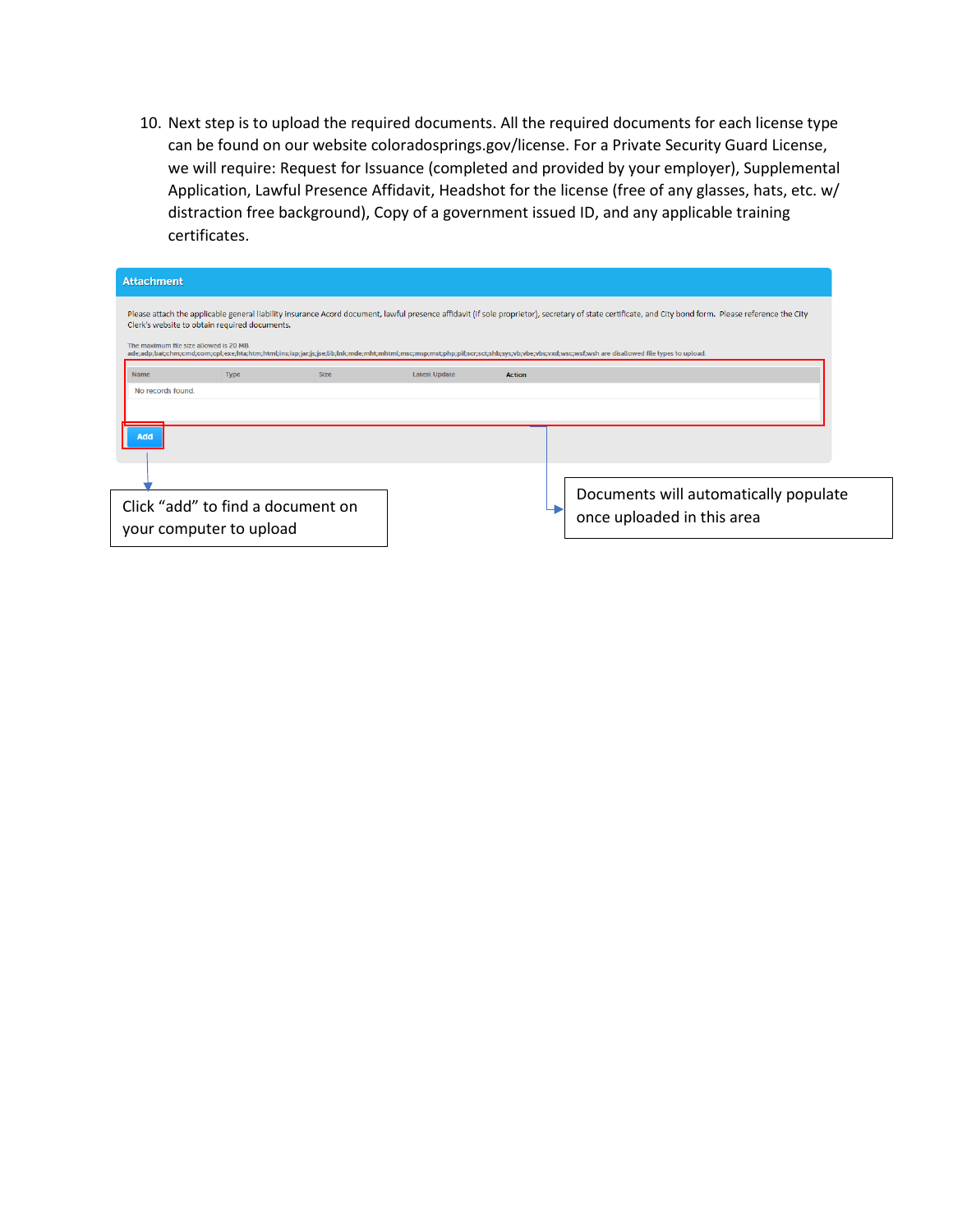10. Next step is to upload the required documents. All the required documents for each license type can be found on our website coloradosprings.gov/license. For a Private Security Guard License, we will require: Request for Issuance (completed and provided by your employer), Supplemental Application, Lawful Presence Affidavit, Headshot for the license (free of any glasses, hats, etc. w/ distraction free background), Copy of a government issued ID, and any applicable training certificates.

**Attachment**

Please attach the applicable general liability insurance Acord document, lawful presence affidavit (if sole proprietor), secretary of state certificate, and City bond form. Please reference the City Clerk's website to obtain required documents.

The maximum file size allowed is 20 MB.
ade;adp;bat;chm;cmd;com;cpl;exe;hta;htm;html;ins;isp;jar;js;jse;lib;lnk;mde;mht;mhtml;msc;msp;mst;php;pif;scr;sct;shb;sys;vb;vbe;vbs;vxd;wsc;wsf;wsh are disallowed file types to upload.

| Name | Type | Size | Latest Update | Action |
|---|---|---|---|---|
| No records found. | | | | |

Add

Click “add” to find a document on your computer to upload

Documents will automatically populate once uploaded in this area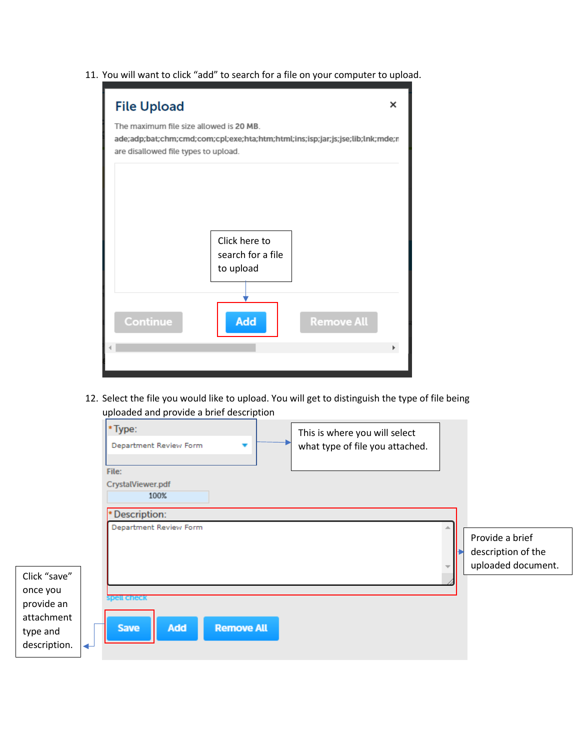11. You will want to click “add” to search for a file on your computer to upload.

**File Upload**

The maximum file size allowed is **20 MB**.
ade;adp;bat;chm;cmd;com;cpl;exe;hta;htm;html;ins;isp;jar;js;jse;lib;lnk;mde;m
are disallowed file types to upload.

Click here to search for a file to upload

Continue | Add | Remove All

12. Select the file you would like to upload. You will get to distinguish the type of file being uploaded and provide a brief description

\*Type:
Department Review Form

This is where you will select what type of file you attached.

File:
CrystalViewer.pdf
100%

\*Description:
Department Review Form

Provide a brief description of the uploaded document.

spell check

Click “save” once you provide an attachment type and description.

Save | Add | Remove All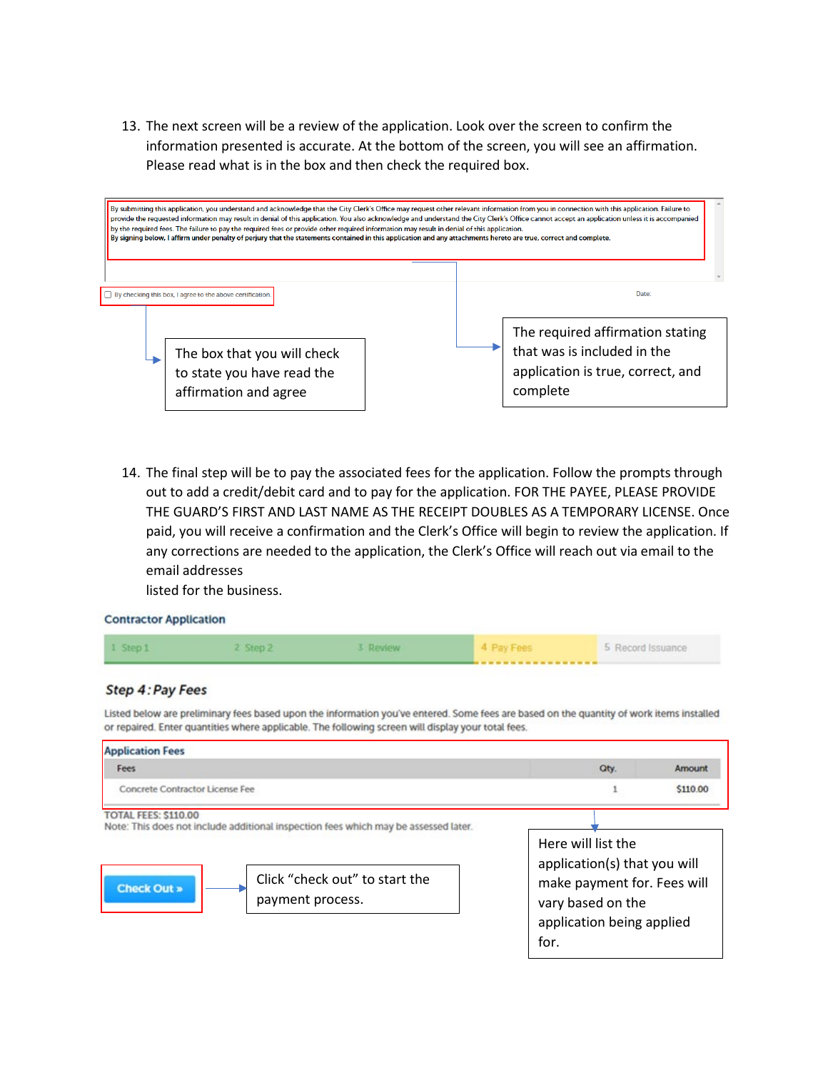13. The next screen will be a review of the application. Look over the screen to confirm the information presented is accurate. At the bottom of the screen, you will see an affirmation. Please read what is in the box and then check the required box.

By submitting this application, you understand and acknowledge that the City Clerk's Office may request other relevant information from you in connection with this application. Failure to provide the requested information may result in denial of this application. You also acknowledge and understand the City Clerk's Office cannot accept an application unless it is accompanied by the required fees. The failure to pay the required fees or provide other required information may result in denial of this application.
By signing below, I affirm under penalty of perjury that the statements contained in this application and any attachments hereto are true, correct and complete.

☐ By checking this box, I agree to the above certification.

Date:

The box that you will check to state you have read the affirmation and agree

The required affirmation stating that was is included in the application is true, correct, and complete

14. The final step will be to pay the associated fees for the application. Follow the prompts through out to add a credit/debit card and to pay for the application. FOR THE PAYEE, PLEASE PROVIDE THE GUARD'S FIRST AND LAST NAME AS THE RECEIPT DOUBLES AS A TEMPORARY LICENSE. Once paid, you will receive a confirmation and the Clerk's Office will begin to review the application. If any corrections are needed to the application, the Clerk's Office will reach out via email to the email addresses
listed for the business.

**Contractor Application**

1 Step 1 | 2 Step 2 | 3 Review | 4 Pay Fees | 5 Record Issuance

***Step 4: Pay Fees***

Listed below are preliminary fees based upon the information you've entered. Some fees are based on the quantity of work items installed or repaired. Enter quantities where applicable. The following screen will display your total fees.

**Application Fees**

| Fees | Qty. | Amount |
|---|---|---|
| Concrete Contractor License Fee | 1 | $110.00 |

TOTAL FEES: $110.00
Note: This does not include additional inspection fees which may be assessed later.

Here will list the application(s) that you will make payment for. Fees will vary based on the application being applied for.

**Check Out »**

Click "check out" to start the payment process.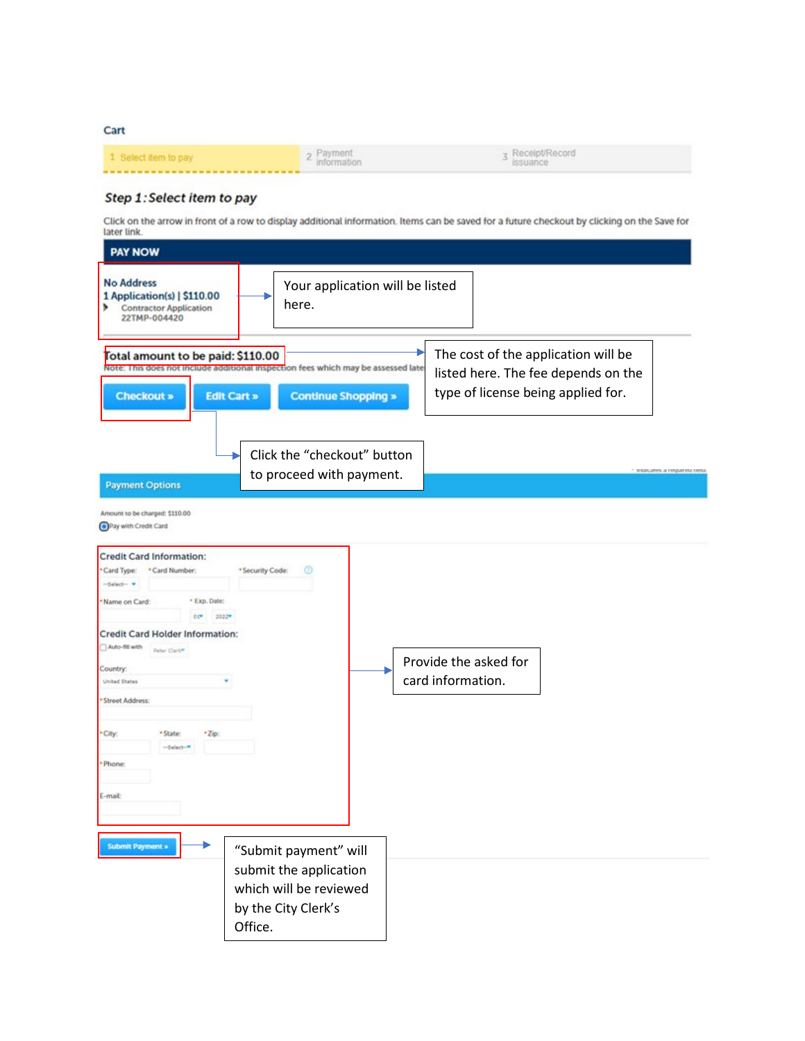Cart

1 Select item to pay | 2 Payment information | 3 Receipt/Record issuance

***Step 1: Select item to pay***

Click on the arrow in front of a row to display additional information. Items can be saved for a future checkout by clicking on the Save for later link.

**PAY NOW**

**No Address**
**1 Application(s) | $110.00**
Contractor Application
22TMP-004420

Your application will be listed here.

**Total amount to be paid: $110.00**
Note: This does not include additional inspection fees which may be assessed late

The cost of the application will be listed here. The fee depends on the type of license being applied for.

**Checkout »** | **Edit Cart »** | **Continue Shopping »**

Click the "checkout" button to proceed with payment.

**Payment Options**

Amount to be charged: $110.00
Pay with Credit Card

**Credit Card Information:**
*Card Type: *Card Number: *Security Code:
*Name on Card: *Exp. Date:

**Credit Card Holder Information:**
Auto-fill with
Country:
*Street Address:
*City: *State: *Zip:
*Phone:
E-mail:

Provide the asked for card information.

**Submit Payment »**

"Submit payment" will submit the application which will be reviewed by the City Clerk's Office.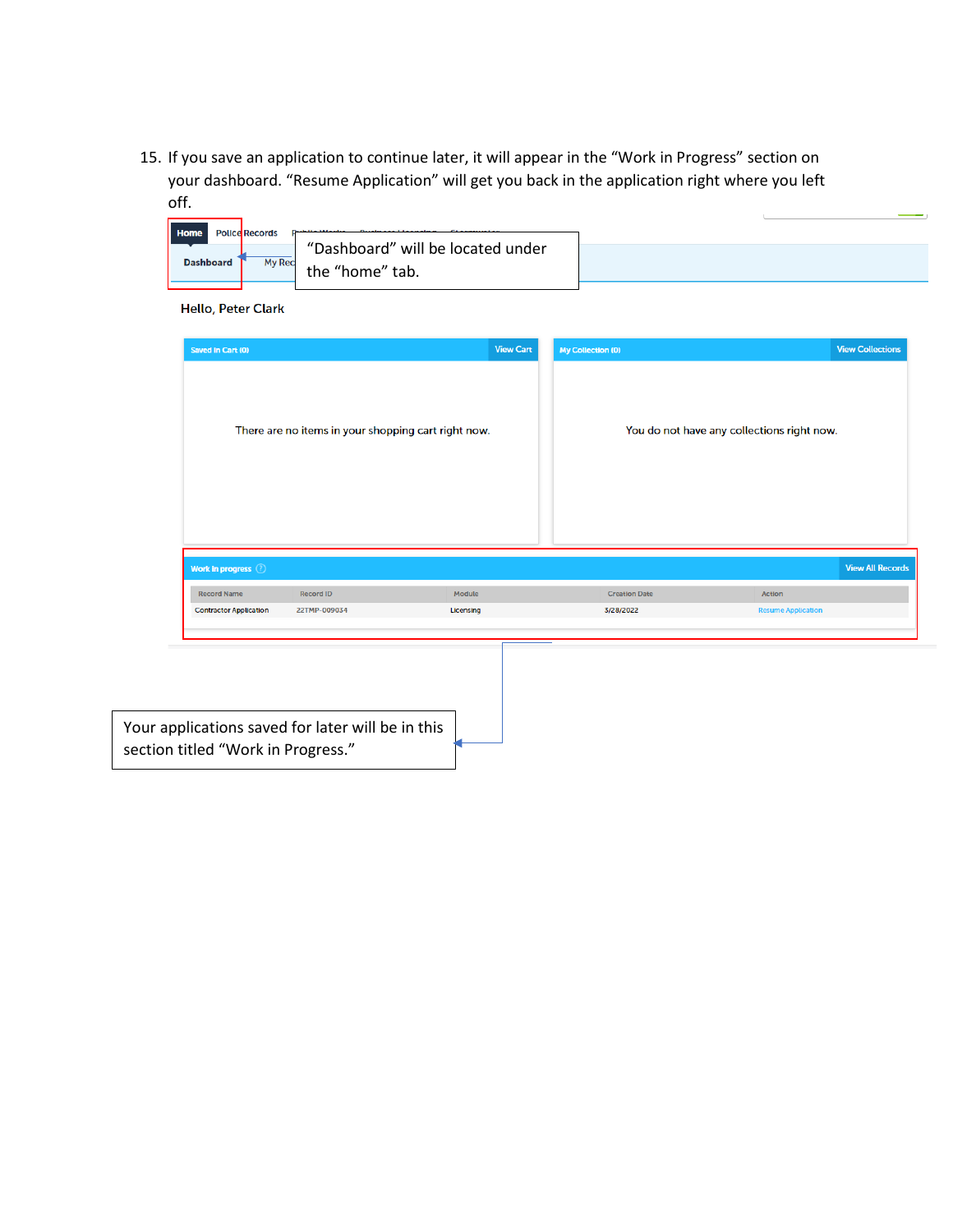15. If you save an application to continue later, it will appear in the "Work in Progress" section on your dashboard. "Resume Application" will get you back in the application right where you left off.

Home | Police Records

Dashboard | My Rec

"Dashboard" will be located under the "home" tab.

Hello, Peter Clark

Saved In Cart (0) | View Cart

There are no items in your shopping cart right now.

My Collection (0) | View Collections

You do not have any collections right now.

Work In progress | View All Records

| Record Name | Record ID | Module | Creation Date | Action |
|---|---|---|---|---|
| Contractor Application | 22TMP-009034 | Licensing | 3/28/2022 | Resume Application |

Your applications saved for later will be in this section titled "Work in Progress."